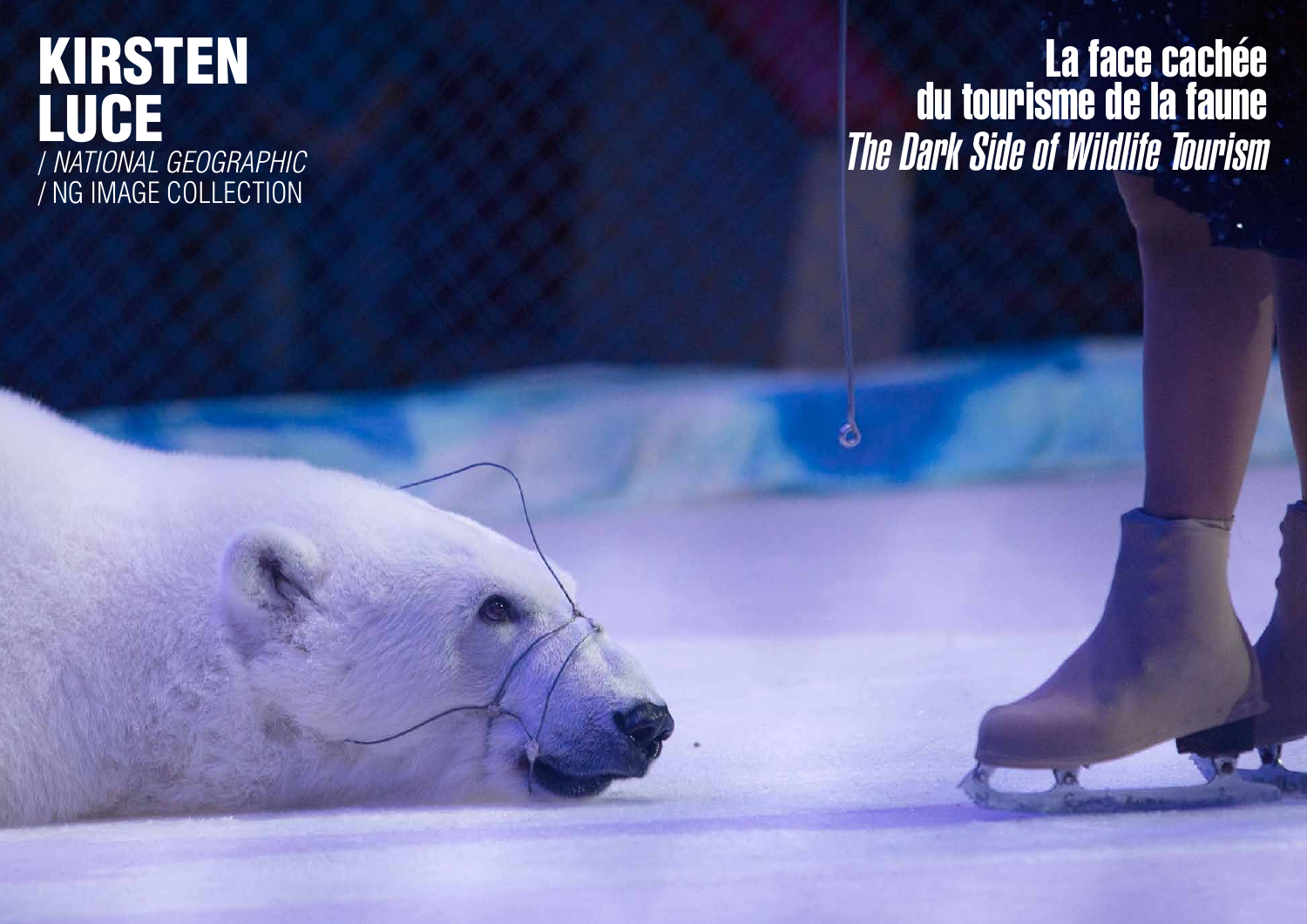# KIRSTEN LUCE

*/ NATIONAL GEOGRAPHIC*
/ NG IMAGE COLLECTION

## La face cachée du tourisme de la faune

## *The Dark Side of Wildlife Tourism*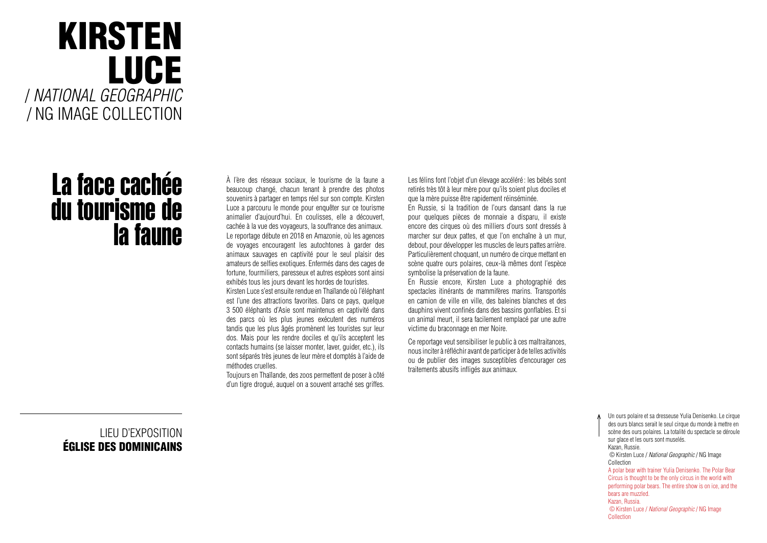# KIRSTEN LUCE
/ *NATIONAL GEOGRAPHIC*
/ NG IMAGE COLLECTION

## La face cachée du tourisme de la faune

À l'ère des réseaux sociaux, le tourisme de la faune a beaucoup changé, chacun tenant à prendre des photos souvenirs à partager en temps réel sur son compte. Kirsten Luce a parcouru le monde pour enquêter sur ce tourisme animalier d'aujourd'hui. En coulisses, elle a découvert, cachée à la vue des voyageurs, la souffrance des animaux.
Le reportage débute en 2018 en Amazonie, où les agences de voyages encouragent les autochtones à garder des animaux sauvages en captivité pour le seul plaisir des amateurs de selfies exotiques. Enfermés dans des cages de fortune, fourmiliers, paresseux et autres espèces sont ainsi exhibés tous les jours devant les hordes de touristes.
Kirsten Luce s'est ensuite rendue en Thaïlande où l'éléphant est l'une des attractions favorites. Dans ce pays, quelque 3 500 éléphants d'Asie sont maintenus en captivité dans des parcs où les plus jeunes exécutent des numéros tandis que les plus âgés promènent les touristes sur leur dos. Mais pour les rendre dociles et qu'ils acceptent les contacts humains (se laisser monter, laver, guider, etc.), ils sont séparés très jeunes de leur mère et domptés à l'aide de méthodes cruelles.
Toujours en Thaïlande, des zoos permettent de poser à côté d'un tigre drogué, auquel on a souvent arraché ses griffes. Les félins font l'objet d'un élevage accéléré : les bébés sont retirés très tôt à leur mère pour qu'ils soient plus dociles et que la mère puisse être rapidement réinséminée.
En Russie, si la tradition de l'ours dansant dans la rue pour quelques pièces de monnaie a disparu, il existe encore des cirques où des milliers d'ours sont dressés à marcher sur deux pattes, et que l'on enchaîne à un mur, debout, pour développer les muscles de leurs pattes arrière. Particulièrement choquant, un numéro de cirque mettant en scène quatre ours polaires, ceux-là mêmes dont l'espèce symbolise la préservation de la faune.
En Russie encore, Kirsten Luce a photographié des spectacles itinérants de mammifères marins. Transportés en camion de ville en ville, des baleines blanches et des dauphins vivent confinés dans des bassins gonflables. Et si un animal meurt, il sera facilement remplacé par une autre victime du braconnage en mer Noire.

Ce reportage veut sensibiliser le public à ces maltraitances, nous inciter à réfléchir avant de participer à de telles activités ou de publier des images susceptibles d'encourager ces traitements abusifs infligés aux animaux.

LIEU D'EXPOSITION
**ÉGLISE DES DOMINICAINS**

Un ours polaire et sa dresseuse Yulia Denisenko. Le cirque des ours blancs serait le seul cirque du monde à mettre en scène des ours polaires. La totalité du spectacle se déroule sur glace et les ours sont muselés.
Kazan, Russie.
© Kirsten Luce / *National Geographic* / NG Image Collection

A polar bear with trainer Yulia Denisenko. The Polar Bear Circus is thought to be the only circus in the world with performing polar bears. The entire show is on ice, and the bears are muzzled.
Kazan, Russia.
© Kirsten Luce / *National Geographic* / NG Image Collection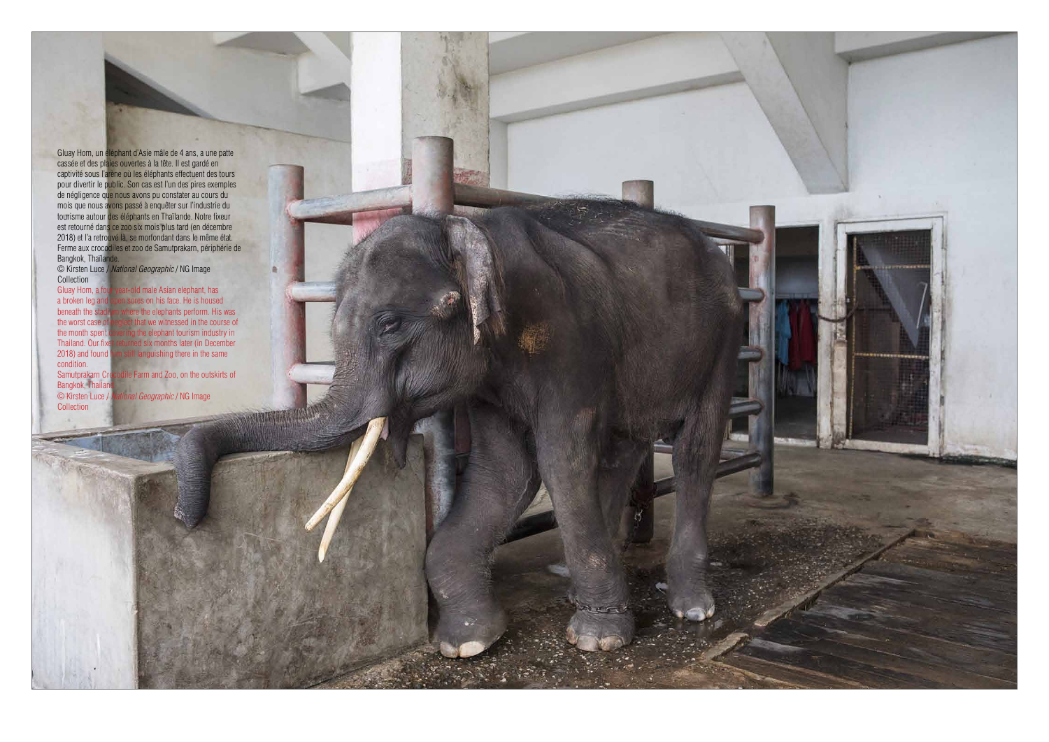Gluay Hom, un éléphant d'Asie mâle de 4 ans, a une patte cassée et des plaies ouvertes à la tête. Il est gardé en captivité sous l'arène où les éléphants effectuent des tours pour divertir le public. Son cas est l'un des pires exemples de négligence que nous avons pu constater au cours du mois que nous avons passé à enquêter sur l'industrie du tourisme autour des éléphants en Thaïlande. Notre fixeur est retourné dans ce zoo six mois plus tard (en décembre 2018) et l'a retrouvé là, se morfondant dans le même état.
Ferme aux crocodiles et zoo de Samutprakarn, périphérie de Bangkok, Thaïlande.

© Kirsten Luce / *National Geographic* / NG Image Collection

Gluay Hom, a four-year-old male Asian elephant, has a broken leg and open sores on his face. He is housed beneath the stadium where the elephants perform. His was the worst case of neglect that we witnessed in the course of the month spent covering the elephant tourism industry in Thailand. Our fixer returned six months later (in December 2018) and found him still languishing there in the same condition.
Samutprakarn Crocodile Farm and Zoo, on the outskirts of Bangkok, Thailand.

© Kirsten Luce / *National Geographic* / NG Image Collection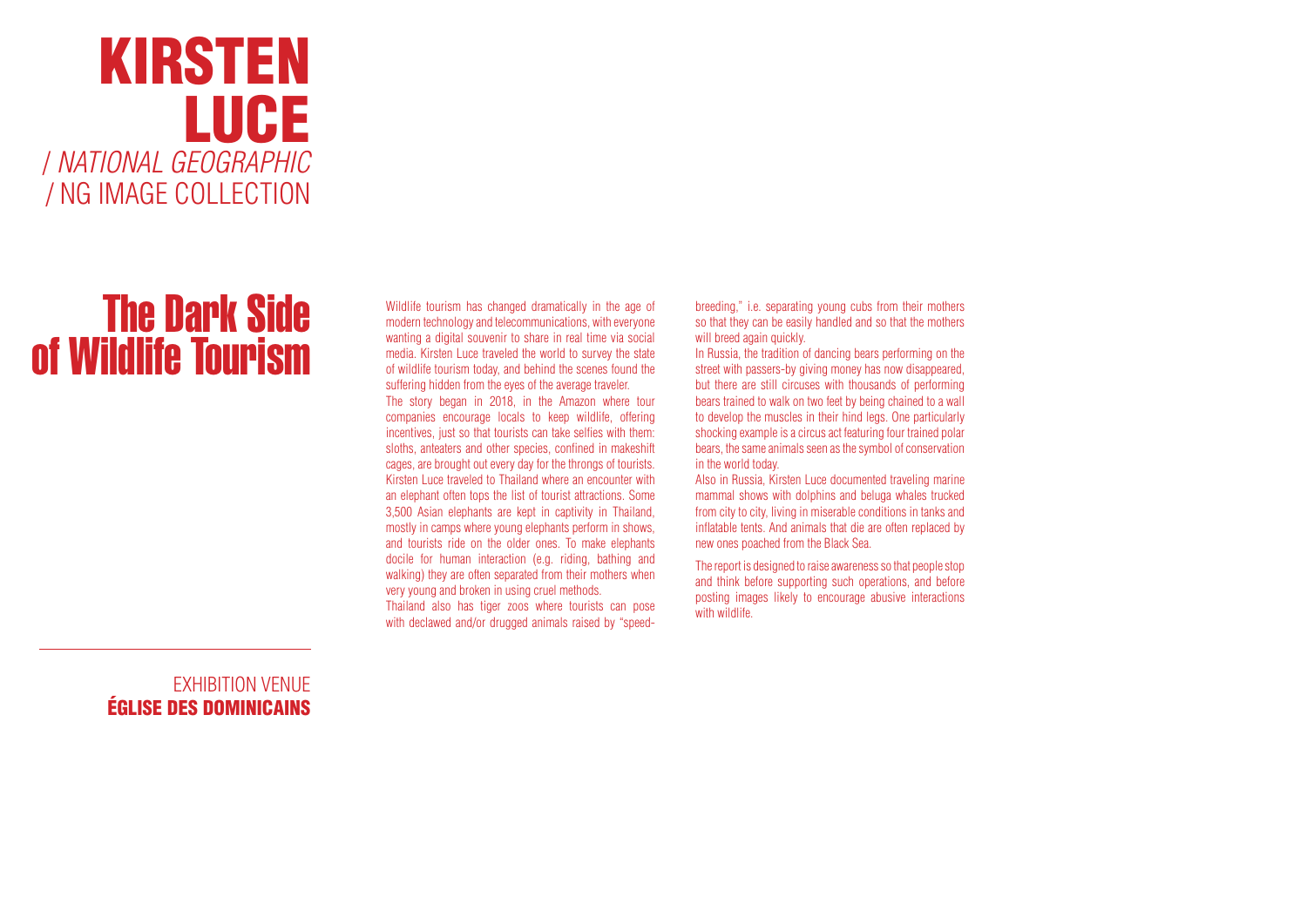# KIRSTEN LUCE

*/ NATIONAL GEOGRAPHIC*

/ NG IMAGE COLLECTION

## The Dark Side of Wildlife Tourism

Wildlife tourism has changed dramatically in the age of modern technology and telecommunications, with everyone wanting a digital souvenir to share in real time via social media. Kirsten Luce traveled the world to survey the state of wildlife tourism today, and behind the scenes found the suffering hidden from the eyes of the average traveler.

The story began in 2018, in the Amazon where tour companies encourage locals to keep wildlife, offering incentives, just so that tourists can take selfies with them: sloths, anteaters and other species, confined in makeshift cages, are brought out every day for the throngs of tourists. Kirsten Luce traveled to Thailand where an encounter with an elephant often tops the list of tourist attractions. Some 3,500 Asian elephants are kept in captivity in Thailand, mostly in camps where young elephants perform in shows, and tourists ride on the older ones. To make elephants docile for human interaction (e.g. riding, bathing and walking) they are often separated from their mothers when very young and broken in using cruel methods.

Thailand also has tiger zoos where tourists can pose with declawed and/or drugged animals raised by "speed-breeding," i.e. separating young cubs from their mothers so that they can be easily handled and so that the mothers will breed again quickly.

In Russia, the tradition of dancing bears performing on the street with passers-by giving money has now disappeared, but there are still circuses with thousands of performing bears trained to walk on two feet by being chained to a wall to develop the muscles in their hind legs. One particularly shocking example is a circus act featuring four trained polar bears, the same animals seen as the symbol of conservation in the world today.

Also in Russia, Kirsten Luce documented traveling marine mammal shows with dolphins and beluga whales trucked from city to city, living in miserable conditions in tanks and inflatable tents. And animals that die are often replaced by new ones poached from the Black Sea.

The report is designed to raise awareness so that people stop and think before supporting such operations, and before posting images likely to encourage abusive interactions with wildlife.

EXHIBITION VENUE

**ÉGLISE DES DOMINICAINS**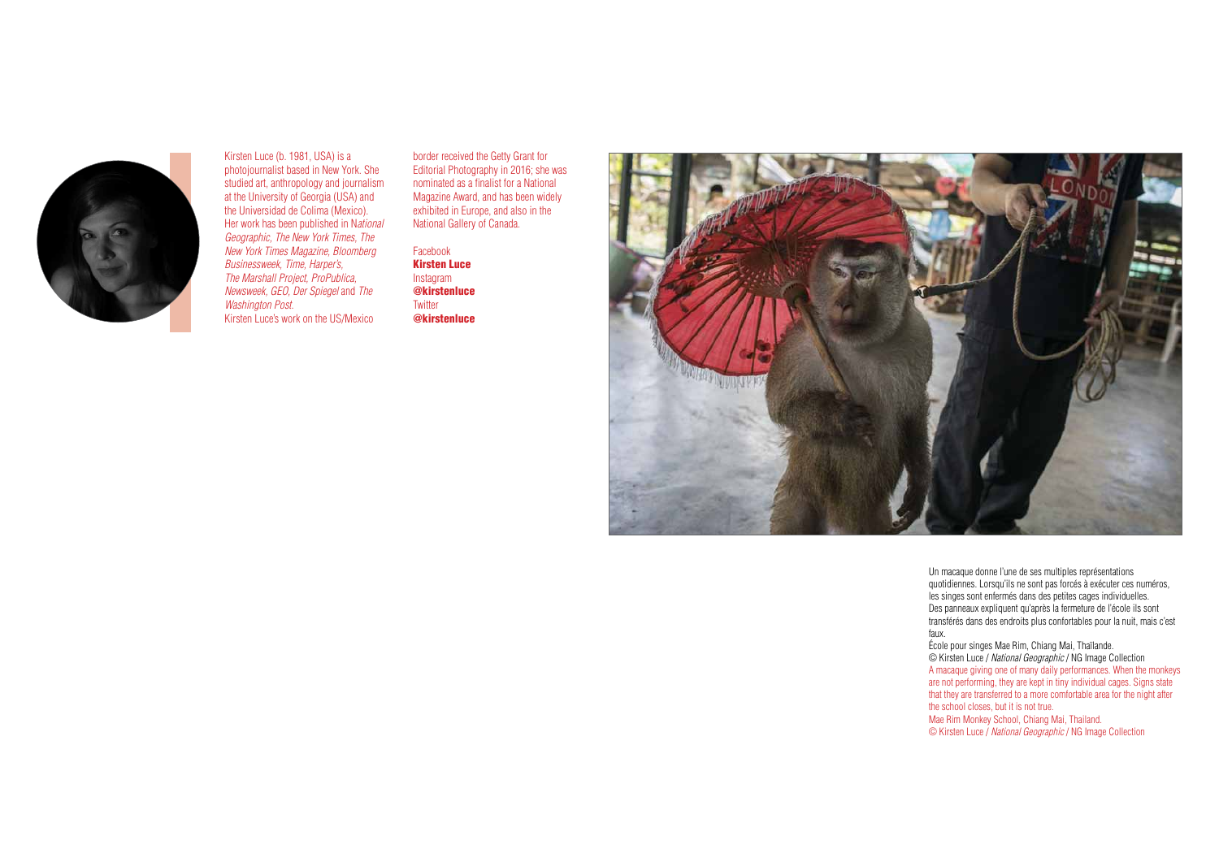Kirsten Luce (b. 1981, USA) is a photojournalist based in New York. She studied art, anthropology and journalism at the University of Georgia (USA) and the Universidad de Colima (Mexico). Her work has been published in *National Geographic*, *The New York Times*, *The New York Times Magazine*, *Bloomberg Businessweek*, *Time*, *Harper's*, *The Marshall Project*, *ProPublica*, *Newsweek*, *GEO*, *Der Spiegel* and *The Washington Post*.
Kirsten Luce's work on the US/Mexico border received the Getty Grant for Editorial Photography in 2016; she was nominated as a finalist for a National Magazine Award, and has been widely exhibited in Europe, and also in the National Gallery of Canada.

Facebook
**Kirsten Luce**
Instagram
**@kirstenluce**
Twitter
**@kirstenluce**

Un macaque donne l'une de ses multiples représentations quotidiennes. Lorsqu'ils ne sont pas forcés à exécuter ces numéros, les singes sont enfermés dans des petites cages individuelles. Des panneaux expliquent qu'après la fermeture de l'école ils sont transférés dans des endroits plus confortables pour la nuit, mais c'est faux.
École pour singes Mae Rim, Chiang Mai, Thaïlande.
© Kirsten Luce / *National Geographic* / NG Image Collection

A macaque giving one of many daily performances. When the monkeys are not performing, they are kept in tiny individual cages. Signs state that they are transferred to a more comfortable area for the night after the school closes, but it is not true.
Mae Rim Monkey School, Chiang Mai, Thailand.
© Kirsten Luce / *National Geographic* / NG Image Collection